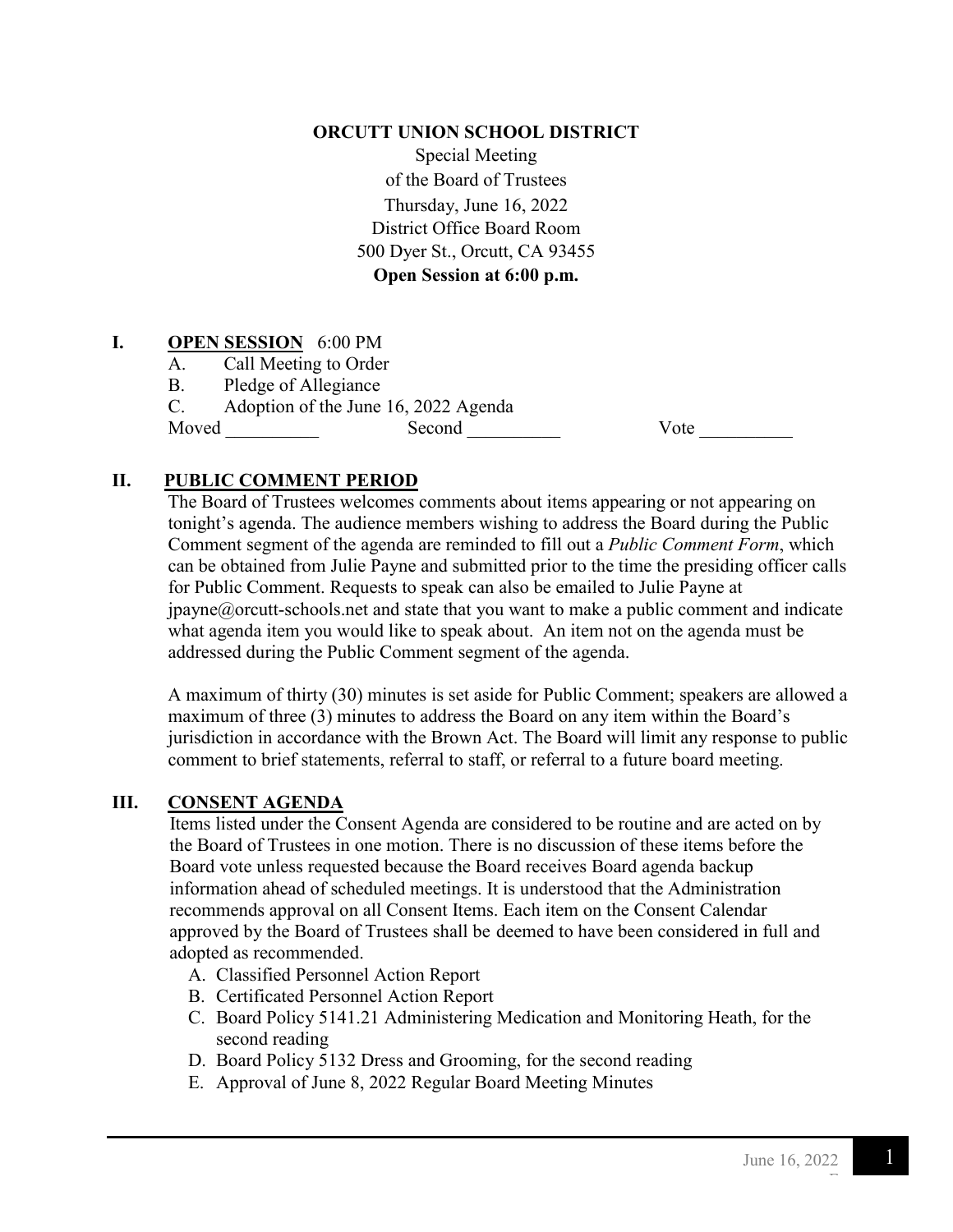**ORCUTT UNION SCHOOL DISTRICT**

Special Meeting
of the Board of Trustees
Thursday, June 16, 2022
District Office Board Room
500 Dyer St., Orcutt, CA 93455
**Open Session at 6:00 p.m.**

## I. OPEN SESSION 6:00 PM

A. Call Meeting to Order
B. Pledge of Allegiance
C. Adoption of the June 16, 2022 Agenda

Moved __________ Second __________ Vote __________

## II. PUBLIC COMMENT PERIOD

The Board of Trustees welcomes comments about items appearing or not appearing on tonight's agenda. The audience members wishing to address the Board during the Public Comment segment of the agenda are reminded to fill out a *Public Comment Form*, which can be obtained from Julie Payne and submitted prior to the time the presiding officer calls for Public Comment. Requests to speak can also be emailed to Julie Payne at jpayne@orcutt-schools.net and state that you want to make a public comment and indicate what agenda item you would like to speak about. An item not on the agenda must be addressed during the Public Comment segment of the agenda.

A maximum of thirty (30) minutes is set aside for Public Comment; speakers are allowed a maximum of three (3) minutes to address the Board on any item within the Board's jurisdiction in accordance with the Brown Act. The Board will limit any response to public comment to brief statements, referral to staff, or referral to a future board meeting.

## III. CONSENT AGENDA

Items listed under the Consent Agenda are considered to be routine and are acted on by the Board of Trustees in one motion. There is no discussion of these items before the Board vote unless requested because the Board receives Board agenda backup information ahead of scheduled meetings. It is understood that the Administration recommends approval on all Consent Items. Each item on the Consent Calendar approved by the Board of Trustees shall be deemed to have been considered in full and adopted as recommended.

A. Classified Personnel Action Report
B. Certificated Personnel Action Report
C. Board Policy 5141.21 Administering Medication and Monitoring Heath, for the second reading
D. Board Policy 5132 Dress and Grooming, for the second reading
E. Approval of June 8, 2022 Regular Board Meeting Minutes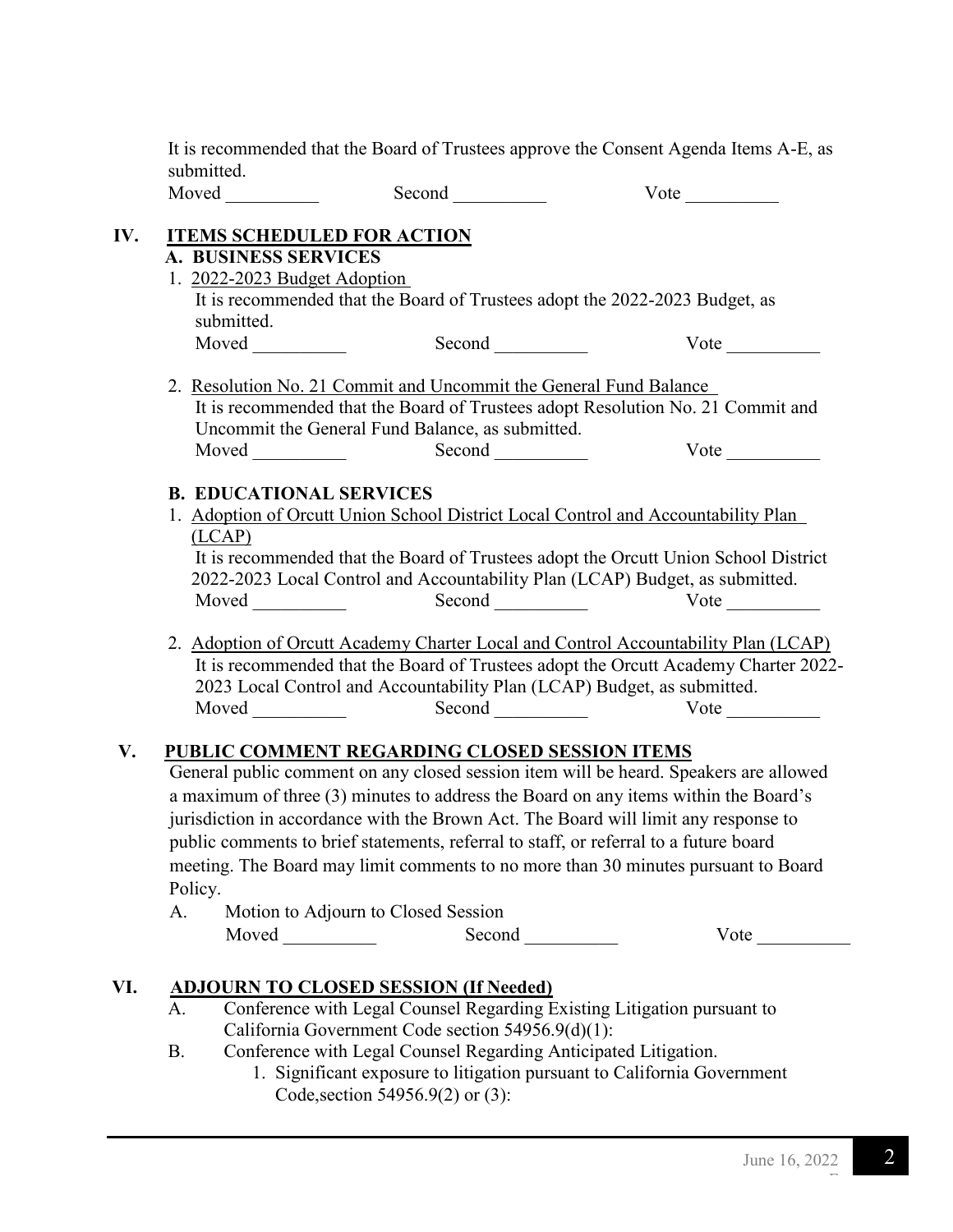It is recommended that the Board of Trustees approve the Consent Agenda Items A-E, as submitted.

Moved __________ Second __________ Vote __________

## IV. ITEMS SCHEDULED FOR ACTION

### A. BUSINESS SERVICES

1. 2022-2023 Budget Adoption

   It is recommended that the Board of Trustees adopt the 2022-2023 Budget, as submitted.

   Moved __________ Second __________ Vote __________

2. Resolution No. 21 Commit and Uncommit the General Fund Balance

   It is recommended that the Board of Trustees adopt Resolution No. 21 Commit and Uncommit the General Fund Balance, as submitted.

   Moved __________ Second __________ Vote __________

### B. EDUCATIONAL SERVICES

1. Adoption of Orcutt Union School District Local Control and Accountability Plan (LCAP)

   It is recommended that the Board of Trustees adopt the Orcutt Union School District 2022-2023 Local Control and Accountability Plan (LCAP) Budget, as submitted.

   Moved __________ Second __________ Vote __________

2. Adoption of Orcutt Academy Charter Local and Control Accountability Plan (LCAP)

   It is recommended that the Board of Trustees adopt the Orcutt Academy Charter 2022-2023 Local Control and Accountability Plan (LCAP) Budget, as submitted.

   Moved __________ Second __________ Vote __________

## V. PUBLIC COMMENT REGARDING CLOSED SESSION ITEMS

General public comment on any closed session item will be heard. Speakers are allowed a maximum of three (3) minutes to address the Board on any items within the Board's jurisdiction in accordance with the Brown Act. The Board will limit any response to public comments to brief statements, referral to staff, or referral to a future board meeting. The Board may limit comments to no more than 30 minutes pursuant to Board Policy.

A. Motion to Adjourn to Closed Session

   Moved __________ Second __________ Vote __________

## VI. ADJOURN TO CLOSED SESSION (If Needed)

A. Conference with Legal Counsel Regarding Existing Litigation pursuant to California Government Code section 54956.9(d)(1):

B. Conference with Legal Counsel Regarding Anticipated Litigation.

   1. Significant exposure to litigation pursuant to California Government Code,section 54956.9(2) or (3):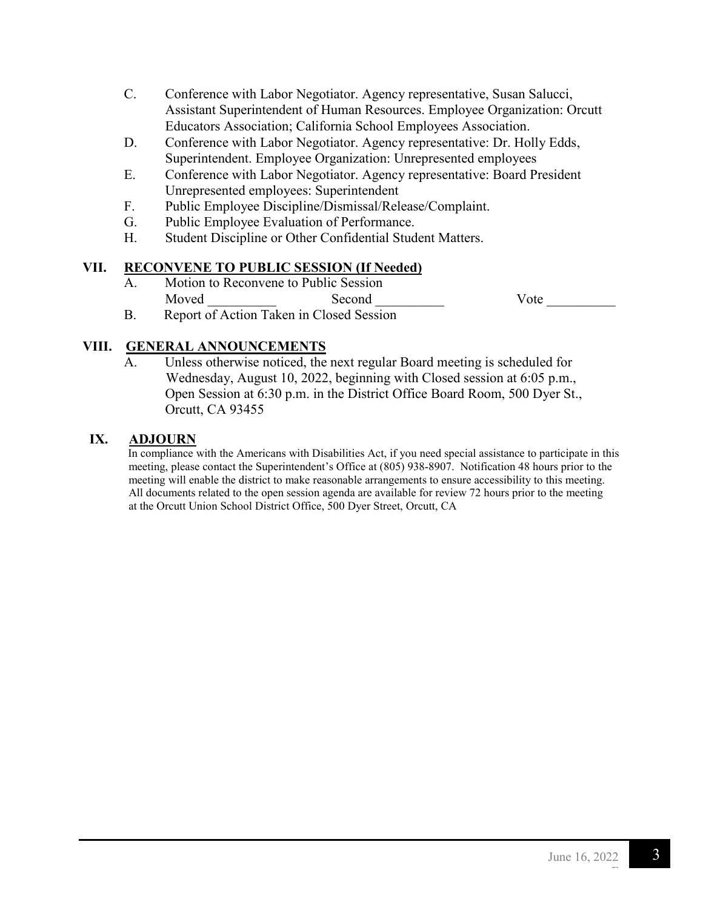C. Conference with Labor Negotiator. Agency representative, Susan Salucci, Assistant Superintendent of Human Resources. Employee Organization: Orcutt Educators Association; California School Employees Association.

D. Conference with Labor Negotiator. Agency representative: Dr. Holly Edds, Superintendent. Employee Organization: Unrepresented employees

E. Conference with Labor Negotiator. Agency representative: Board President Unrepresented employees: Superintendent

F. Public Employee Discipline/Dismissal/Release/Complaint.

G. Public Employee Evaluation of Performance.

H. Student Discipline or Other Confidential Student Matters.

## VII. RECONVENE TO PUBLIC SESSION (If Needed)

A. Motion to Reconvene to Public Session

Moved __________ Second __________ Vote __________

B. Report of Action Taken in Closed Session

## VIII. GENERAL ANNOUNCEMENTS

A. Unless otherwise noticed, the next regular Board meeting is scheduled for Wednesday, August 10, 2022, beginning with Closed session at 6:05 p.m., Open Session at 6:30 p.m. in the District Office Board Room, 500 Dyer St., Orcutt, CA 93455

## IX. ADJOURN

In compliance with the Americans with Disabilities Act, if you need special assistance to participate in this meeting, please contact the Superintendent's Office at (805) 938-8907. Notification 48 hours prior to the meeting will enable the district to make reasonable arrangements to ensure accessibility to this meeting. All documents related to the open session agenda are available for review 72 hours prior to the meeting at the Orcutt Union School District Office, 500 Dyer Street, Orcutt, CA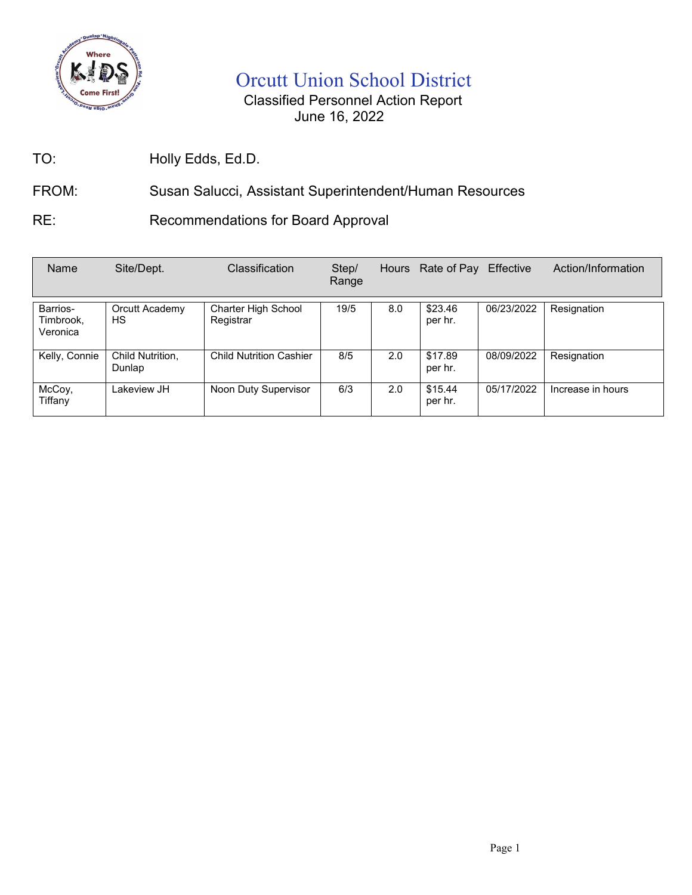# Orcutt Union School District

Classified Personnel Action Report
June 16, 2022

TO: Holly Edds, Ed.D.

FROM: Susan Salucci, Assistant Superintendent/Human Resources

RE: Recommendations for Board Approval

| Name | Site/Dept. | Classification | Step/ Range | Hours | Rate of Pay | Effective | Action/Information |
|---|---|---|---|---|---|---|---|
| Barrios-Timbrook, Veronica | Orcutt Academy HS | Charter High School Registrar | 19/5 | 8.0 | $23.46 per hr. | 06/23/2022 | Resignation |
| Kelly, Connie | Child Nutrition, Dunlap | Child Nutrition Cashier | 8/5 | 2.0 | $17.89 per hr. | 08/09/2022 | Resignation |
| McCoy, Tiffany | Lakeview JH | Noon Duty Supervisor | 6/3 | 2.0 | $15.44 per hr. | 05/17/2022 | Increase in hours |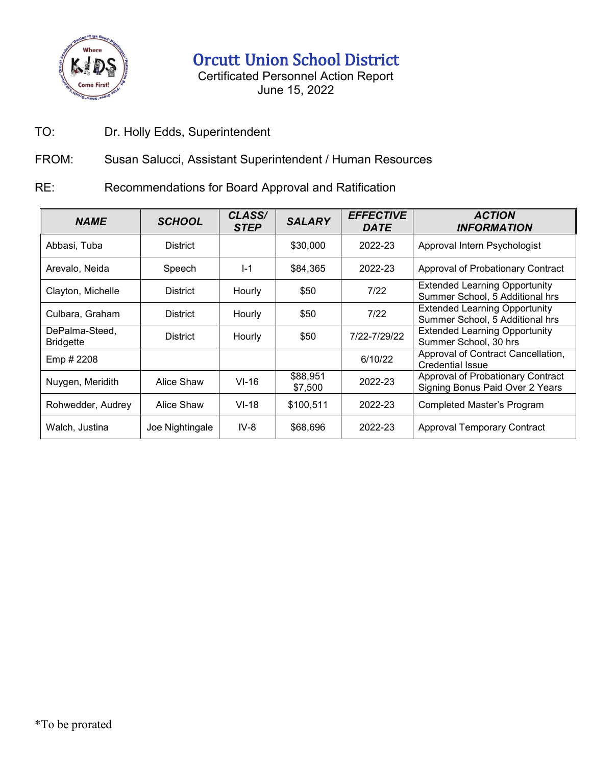# Orcutt Union School District

Certificated Personnel Action Report
June 15, 2022

TO: Dr. Holly Edds, Superintendent

FROM: Susan Salucci, Assistant Superintendent / Human Resources

RE: Recommendations for Board Approval and Ratification

| *NAME* | *SCHOOL* | *CLASS/ STEP* | *SALARY* | *EFFECTIVE DATE* | *ACTION INFORMATION* |
|---|---|---|---|---|---|
| Abbasi, Tuba | District | | $30,000 | 2022-23 | Approval Intern Psychologist |
| Arevalo, Neida | Speech | I-1 | $84,365 | 2022-23 | Approval of Probationary Contract |
| Clayton, Michelle | District | Hourly | $50 | 7/22 | Extended Learning Opportunity Summer School, 5 Additional hrs |
| Culbara, Graham | District | Hourly | $50 | 7/22 | Extended Learning Opportunity Summer School, 5 Additional hrs |
| DePalma-Steed, Bridgette | District | Hourly | $50 | 7/22-7/29/22 | Extended Learning Opportunity Summer School, 30 hrs |
| Emp # 2208 | | | | 6/10/22 | Approval of Contract Cancellation, Credential Issue |
| Nuygen, Meridith | Alice Shaw | VI-16 | $88,951 $7,500 | 2022-23 | Approval of Probationary Contract Signing Bonus Paid Over 2 Years |
| Rohwedder, Audrey | Alice Shaw | VI-18 | $100,511 | 2022-23 | Completed Master's Program |
| Walch, Justina | Joe Nightingale | IV-8 | $68,696 | 2022-23 | Approval Temporary Contract |

*To be prorated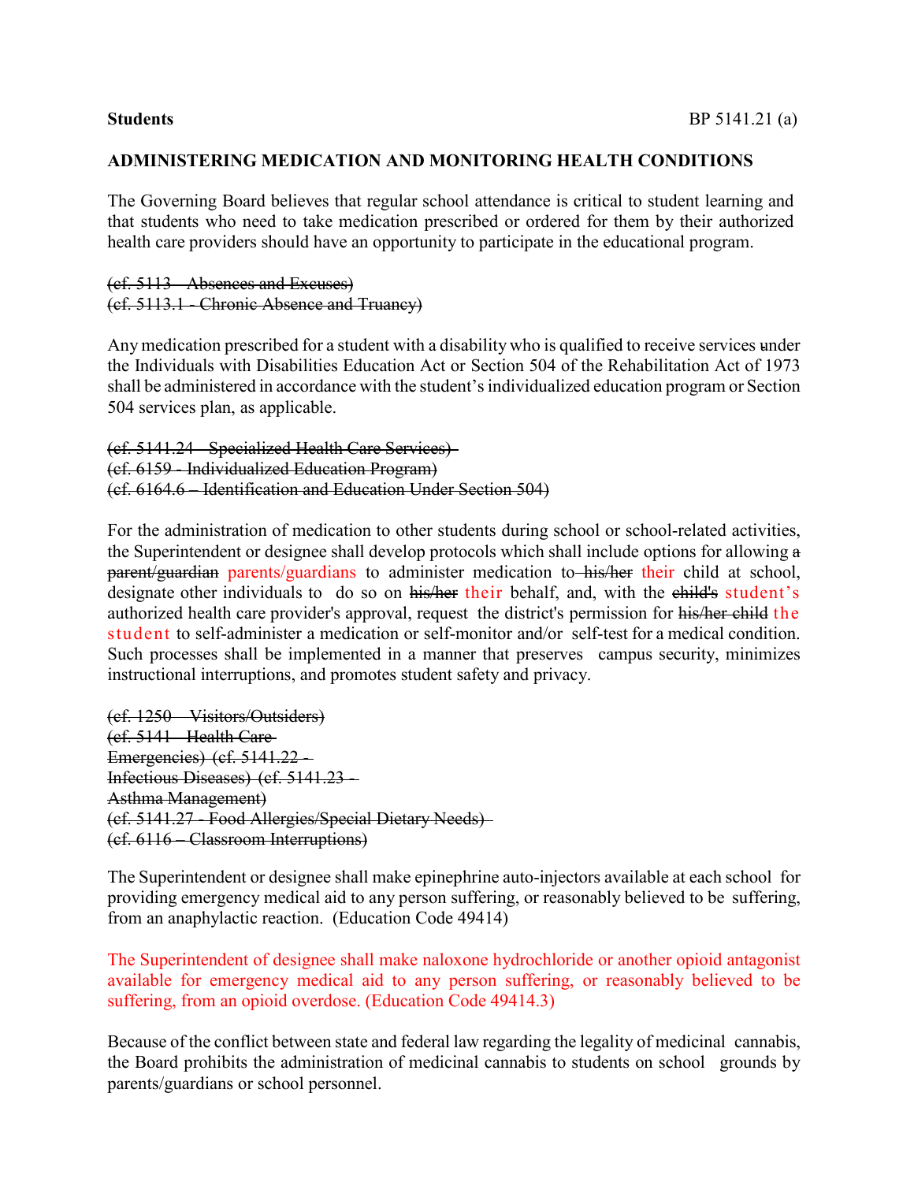**Students** BP 5141.21 (a)

## ADMINISTERING MEDICATION AND MONITORING HEALTH CONDITIONS

The Governing Board believes that regular school attendance is critical to student learning and that students who need to take medication prescribed or ordered for them by their authorized health care providers should have an opportunity to participate in the educational program.

~~(cf. 5113 - Absences and Excuses)~~
~~(cf. 5113.1 - Chronic Absence and Truancy)~~

Any medication prescribed for a student with a disability who is qualified to receive services under the Individuals with Disabilities Education Act or Section 504 of the Rehabilitation Act of 1973 shall be administered in accordance with the student's individualized education program or Section 504 services plan, as applicable.

~~(cf. 5141.24 - Specialized Health Care Services)~~
~~(cf. 6159 - Individualized Education Program)~~
~~(cf. 6164.6 – Identification and Education Under Section 504)~~

For the administration of medication to other students during school or school-related activities, the Superintendent or designee shall develop protocols which shall include options for allowing ~~a parent/guardian~~ parents/guardians to administer medication to ~~his/her~~ their child at school, designate other individuals to do so on ~~his/her~~ their behalf, and, with the ~~child's~~ student's authorized health care provider's approval, request the district's permission for ~~his/her child~~ the student to self-administer a medication or self-monitor and/or self-test for a medical condition. Such processes shall be implemented in a manner that preserves campus security, minimizes instructional interruptions, and promotes student safety and privacy.

~~(cf. 1250 – Visitors/Outsiders)~~
~~(cf. 5141 - Health Care Emergencies)~~ ~~(cf. 5141.22 - Infectious Diseases)~~ ~~(cf. 5141.23 - Asthma Management)~~
~~(cf. 5141.27 - Food Allergies/Special Dietary Needs)~~
~~(cf. 6116 – Classroom Interruptions)~~

The Superintendent or designee shall make epinephrine auto-injectors available at each school for providing emergency medical aid to any person suffering, or reasonably believed to be suffering, from an anaphylactic reaction. (Education Code 49414)

The Superintendent of designee shall make naloxone hydrochloride or another opioid antagonist available for emergency medical aid to any person suffering, or reasonably believed to be suffering, from an opioid overdose. (Education Code 49414.3)

Because of the conflict between state and federal law regarding the legality of medicinal cannabis, the Board prohibits the administration of medicinal cannabis to students on school grounds by parents/guardians or school personnel.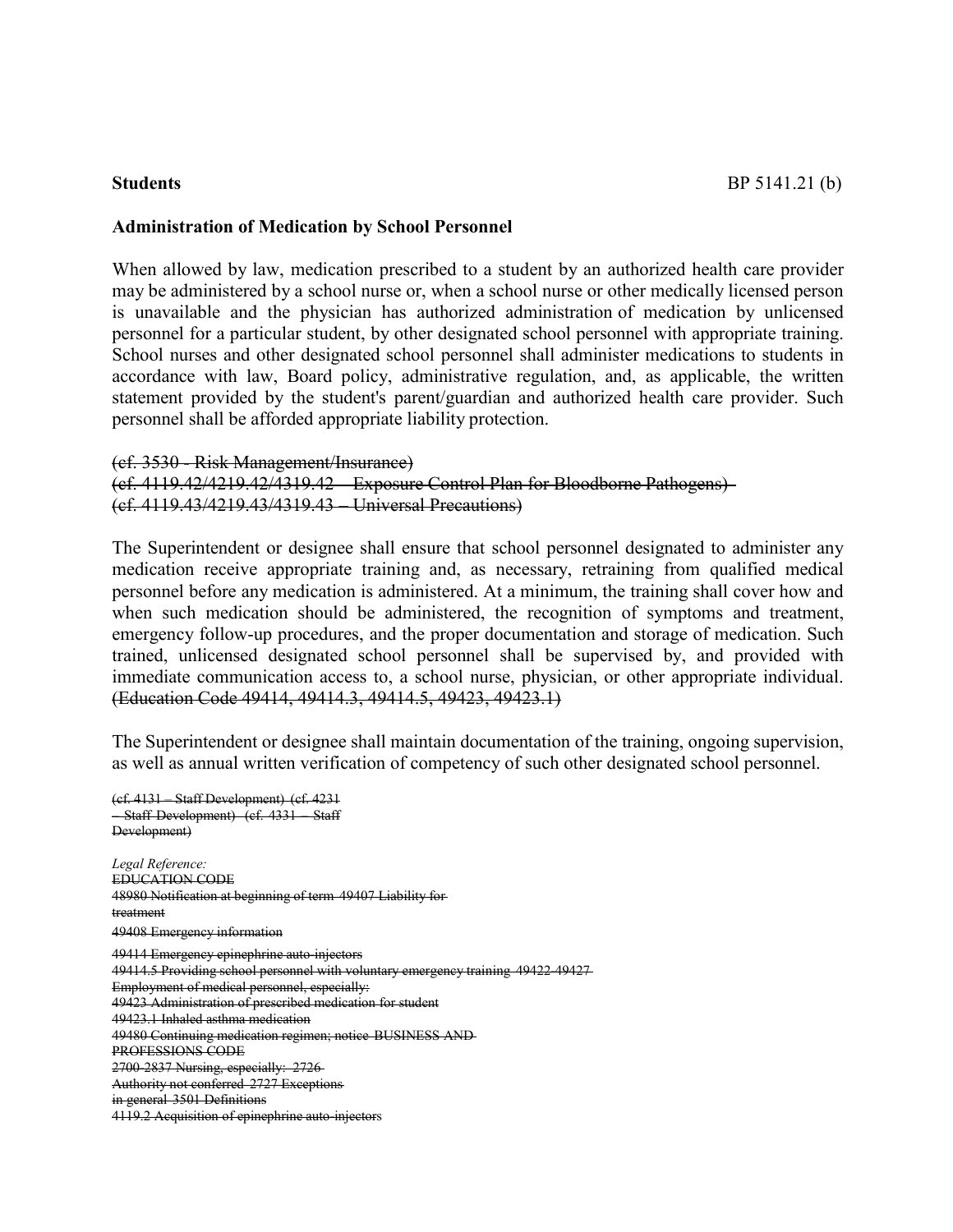**Students** BP 5141.21 (b)

**Administration of Medication by School Personnel**

When allowed by law, medication prescribed to a student by an authorized health care provider may be administered by a school nurse or, when a school nurse or other medically licensed person is unavailable and the physician has authorized administration of medication by unlicensed personnel for a particular student, by other designated school personnel with appropriate training. School nurses and other designated school personnel shall administer medications to students in accordance with law, Board policy, administrative regulation, and, as applicable, the written statement provided by the student's parent/guardian and authorized health care provider. Such personnel shall be afforded appropriate liability protection.

~~(cf. 3530 - Risk Management/Insurance)~~
~~(cf. 4119.42/4219.42/4319.42 – Exposure Control Plan for Bloodborne Pathogens)~~
~~(cf. 4119.43/4219.43/4319.43 – Universal Precautions)~~

The Superintendent or designee shall ensure that school personnel designated to administer any medication receive appropriate training and, as necessary, retraining from qualified medical personnel before any medication is administered. At a minimum, the training shall cover how and when such medication should be administered, the recognition of symptoms and treatment, emergency follow-up procedures, and the proper documentation and storage of medication. Such trained, unlicensed designated school personnel shall be supervised by, and provided with immediate communication access to, a school nurse, physician, or other appropriate individual. ~~(Education Code 49414, 49414.3, 49414.5, 49423, 49423.1)~~

The Superintendent or designee shall maintain documentation of the training, ongoing supervision, as well as annual written verification of competency of such other designated school personnel.

~~(cf. 4131 – Staff Development) (cf. 4231 – Staff Development) (cf. 4331 – Staff Development)~~

*Legal Reference:*
~~EDUCATION CODE~~
~~48980 Notification at beginning of term 49407 Liability for treatment~~
~~49408 Emergency information~~
~~49414 Emergency epinephrine auto-injectors~~
~~49414.5 Providing school personnel with voluntary emergency training 49422-49427 Employment of medical personnel, especially:~~
~~49423 Administration of prescribed medication for student~~
~~49423.1 Inhaled asthma medication~~
~~49480 Continuing medication regimen; notice BUSINESS AND PROFESSIONS CODE~~
~~2700-2837 Nursing, especially: 2726 Authority not conferred 2727 Exceptions in general 3501 Definitions~~
~~4119.2 Acquisition of epinephrine auto-injectors~~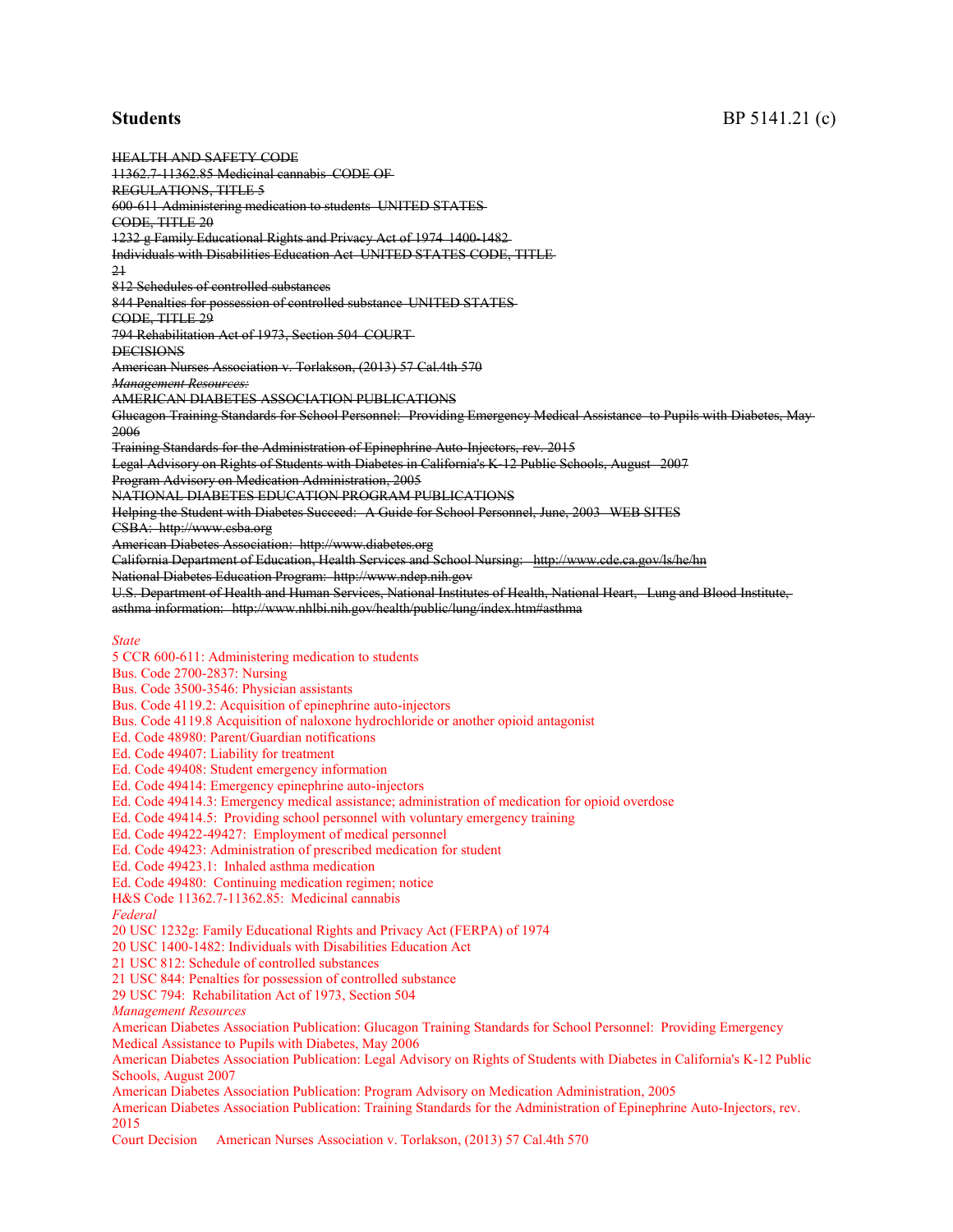~~HEALTH AND SAFETY CODE~~
~~11362.7-11362.85 Medicinal cannabis CODE OF~~
~~REGULATIONS, TITLE 5~~
~~600-611 Administering medication to students UNITED STATES~~
~~CODE, TITLE 20~~
~~1232 g Family Educational Rights and Privacy Act of 1974 1400-1482~~
~~Individuals with Disabilities Education Act UNITED STATES CODE, TITLE~~
~~21~~
~~812 Schedules of controlled substances~~
~~844 Penalties for possession of controlled substance UNITED STATES~~
~~CODE, TITLE 29~~
~~794 Rehabilitation Act of 1973, Section 504 COURT~~
~~DECISIONS~~
~~American Nurses Association v. Torlakson, (2013) 57 Cal.4th 570~~
~~*Management Resources:*~~
~~AMERICAN DIABETES ASSOCIATION PUBLICATIONS~~
~~Glucagon Training Standards for School Personnel: Providing Emergency Medical Assistance to Pupils with Diabetes, May 2006~~
~~Training Standards for the Administration of Epinephrine Auto-Injectors, rev. 2015~~
~~Legal Advisory on Rights of Students with Diabetes in California's K-12 Public Schools, August 2007~~
~~Program Advisory on Medication Administration, 2005~~
~~NATIONAL DIABETES EDUCATION PROGRAM PUBLICATIONS~~
~~Helping the Student with Diabetes Succeed: A Guide for School Personnel, June, 2003 WEB SITES~~
~~CSBA: http://www.csba.org~~
~~American Diabetes Association: http://www.diabetes.org~~
~~California Department of Education, Health Services and School Nursing: http://www.cde.ca.gov/ls/he/hn~~
~~National Diabetes Education Program: http://www.ndep.nih.gov~~
~~U.S. Department of Health and Human Services, National Institutes of Health, National Heart, Lung and Blood Institute, asthma information: http://www.nhlbi.nih.gov/health/public/lung/index.htm#asthma~~

*State*
5 CCR 600-611: Administering medication to students
Bus. Code 2700-2837: Nursing
Bus. Code 3500-3546: Physician assistants
Bus. Code 4119.2: Acquisition of epinephrine auto-injectors
Bus. Code 4119.8 Acquisition of naloxone hydrochloride or another opioid antagonist
Ed. Code 48980: Parent/Guardian notifications
Ed. Code 49407: Liability for treatment
Ed. Code 49408: Student emergency information
Ed. Code 49414: Emergency epinephrine auto-injectors
Ed. Code 49414.3: Emergency medical assistance; administration of medication for opioid overdose
Ed. Code 49414.5: Providing school personnel with voluntary emergency training
Ed. Code 49422-49427: Employment of medical personnel
Ed. Code 49423: Administration of prescribed medication for student
Ed. Code 49423.1: Inhaled asthma medication
Ed. Code 49480: Continuing medication regimen; notice
H&S Code 11362.7-11362.85: Medicinal cannabis
*Federal*
20 USC 1232g: Family Educational Rights and Privacy Act (FERPA) of 1974
20 USC 1400-1482: Individuals with Disabilities Education Act
21 USC 812: Schedule of controlled substances
21 USC 844: Penalties for possession of controlled substance
29 USC 794: Rehabilitation Act of 1973, Section 504
*Management Resources*
American Diabetes Association Publication: Glucagon Training Standards for School Personnel: Providing Emergency Medical Assistance to Pupils with Diabetes, May 2006
American Diabetes Association Publication: Legal Advisory on Rights of Students with Diabetes in California's K-12 Public Schools, August 2007
American Diabetes Association Publication: Program Advisory on Medication Administration, 2005
American Diabetes Association Publication: Training Standards for the Administration of Epinephrine Auto-Injectors, rev. 2015
Court Decision American Nurses Association v. Torlakson, (2013) 57 Cal.4th 570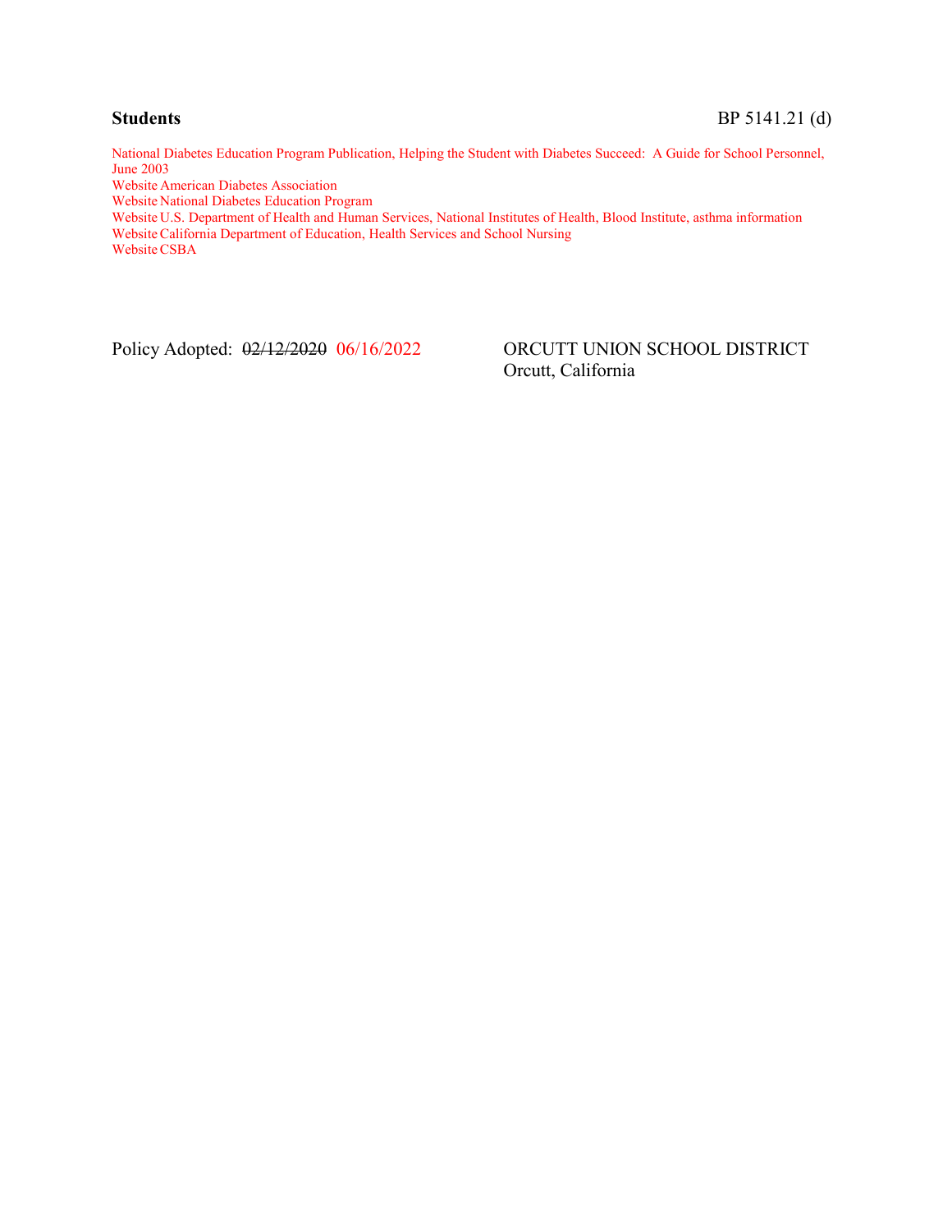National Diabetes Education Program Publication, Helping the Student with Diabetes Succeed: A Guide for School Personnel, June 2003

Website American Diabetes Association

Website National Diabetes Education Program

Website U.S. Department of Health and Human Services, National Institutes of Health, Blood Institute, asthma information

Website California Department of Education, Health Services and School Nursing

Website CSBA

Policy Adopted: ~~02/12/2020~~ 06/16/2022

ORCUTT UNION SCHOOL DISTRICT
Orcutt, California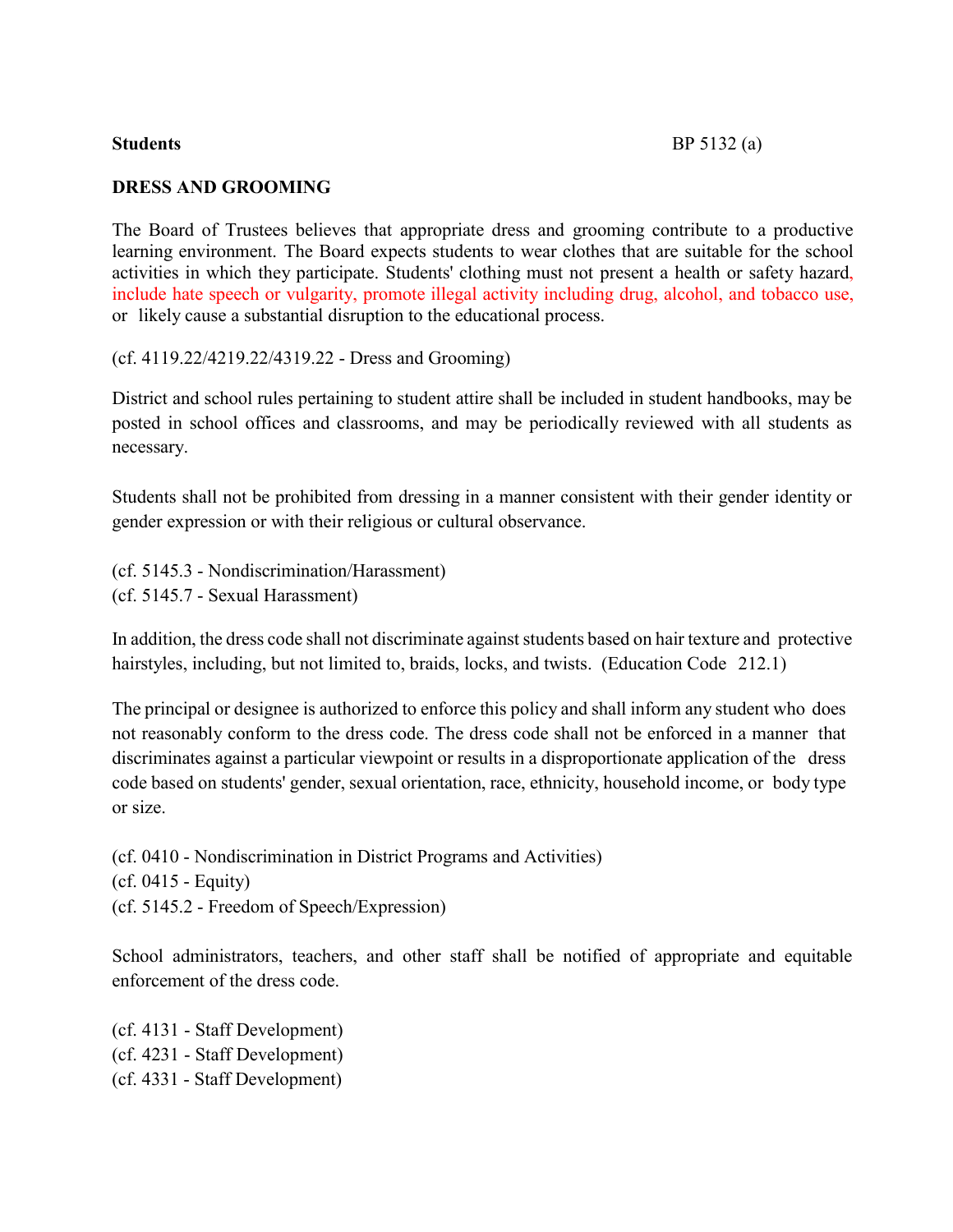**Students** BP 5132 (a)

**DRESS AND GROOMING**

The Board of Trustees believes that appropriate dress and grooming contribute to a productive learning environment. The Board expects students to wear clothes that are suitable for the school activities in which they participate. Students' clothing must not present a health or safety hazard, include hate speech or vulgarity, promote illegal activity including drug, alcohol, and tobacco use, or likely cause a substantial disruption to the educational process.

(cf. 4119.22/4219.22/4319.22 - Dress and Grooming)

District and school rules pertaining to student attire shall be included in student handbooks, may be posted in school offices and classrooms, and may be periodically reviewed with all students as necessary.

Students shall not be prohibited from dressing in a manner consistent with their gender identity or gender expression or with their religious or cultural observance.

(cf. 5145.3 - Nondiscrimination/Harassment)
(cf. 5145.7 - Sexual Harassment)

In addition, the dress code shall not discriminate against students based on hair texture and protective hairstyles, including, but not limited to, braids, locks, and twists. (Education Code 212.1)

The principal or designee is authorized to enforce this policy and shall inform any student who does not reasonably conform to the dress code. The dress code shall not be enforced in a manner that discriminates against a particular viewpoint or results in a disproportionate application of the dress code based on students' gender, sexual orientation, race, ethnicity, household income, or body type or size.

(cf. 0410 - Nondiscrimination in District Programs and Activities)
(cf. 0415 - Equity)
(cf. 5145.2 - Freedom of Speech/Expression)

School administrators, teachers, and other staff shall be notified of appropriate and equitable enforcement of the dress code.

(cf. 4131 - Staff Development)
(cf. 4231 - Staff Development)
(cf. 4331 - Staff Development)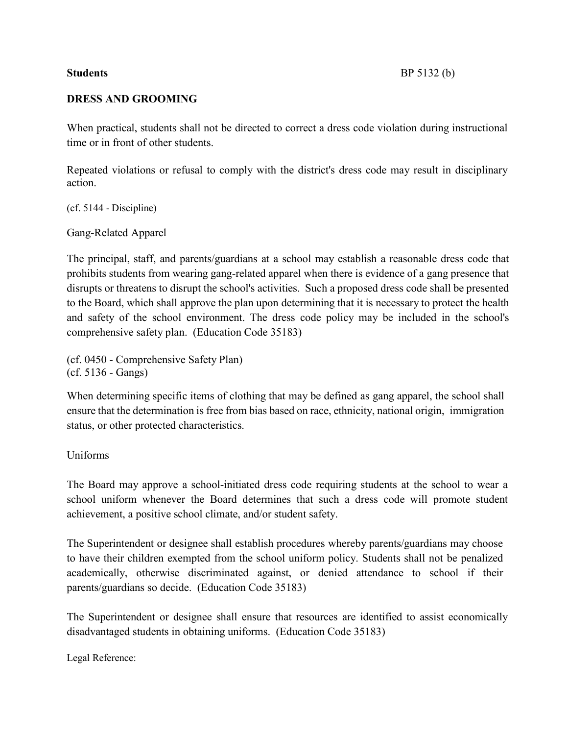**Students** BP 5132 (b)

**DRESS AND GROOMING**

When practical, students shall not be directed to correct a dress code violation during instructional time or in front of other students.

Repeated violations or refusal to comply with the district's dress code may result in disciplinary action.

(cf. 5144 - Discipline)

Gang-Related Apparel

The principal, staff, and parents/guardians at a school may establish a reasonable dress code that prohibits students from wearing gang-related apparel when there is evidence of a gang presence that disrupts or threatens to disrupt the school's activities. Such a proposed dress code shall be presented to the Board, which shall approve the plan upon determining that it is necessary to protect the health and safety of the school environment. The dress code policy may be included in the school's comprehensive safety plan. (Education Code 35183)

(cf. 0450 - Comprehensive Safety Plan)
(cf. 5136 - Gangs)

When determining specific items of clothing that may be defined as gang apparel, the school shall ensure that the determination is free from bias based on race, ethnicity, national origin, immigration status, or other protected characteristics.

Uniforms

The Board may approve a school-initiated dress code requiring students at the school to wear a school uniform whenever the Board determines that such a dress code will promote student achievement, a positive school climate, and/or student safety.

The Superintendent or designee shall establish procedures whereby parents/guardians may choose to have their children exempted from the school uniform policy. Students shall not be penalized academically, otherwise discriminated against, or denied attendance to school if their parents/guardians so decide. (Education Code 35183)

The Superintendent or designee shall ensure that resources are identified to assist economically disadvantaged students in obtaining uniforms. (Education Code 35183)

Legal Reference: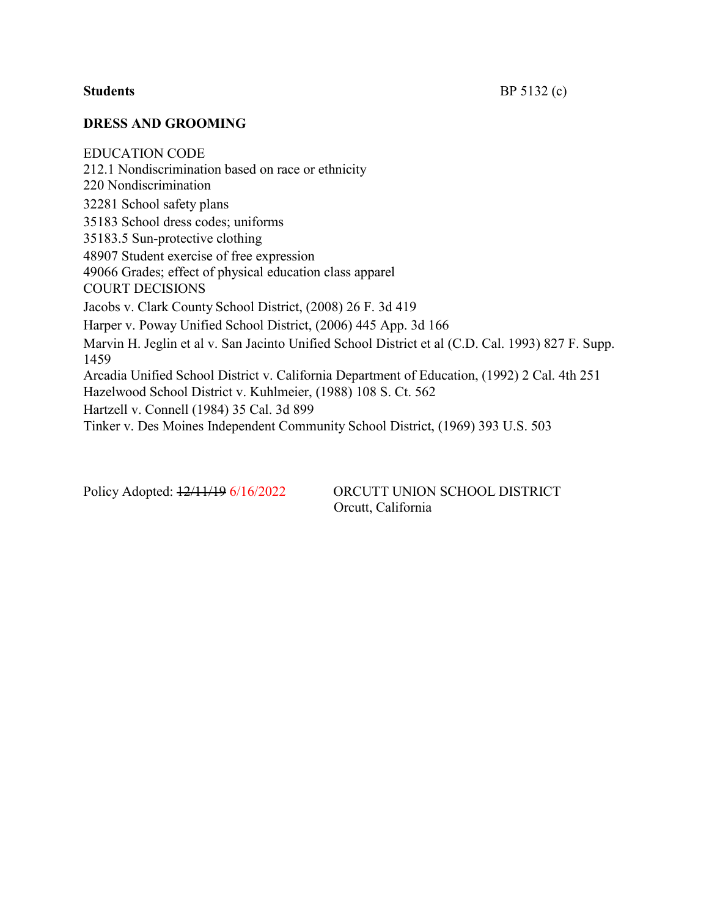**Students** BP 5132 (c)

**DRESS AND GROOMING**

EDUCATION CODE
212.1 Nondiscrimination based on race or ethnicity
220 Nondiscrimination
32281 School safety plans
35183 School dress codes; uniforms
35183.5 Sun-protective clothing
48907 Student exercise of free expression
49066 Grades; effect of physical education class apparel
COURT DECISIONS
Jacobs v. Clark County School District, (2008) 26 F. 3d 419
Harper v. Poway Unified School District, (2006) 445 App. 3d 166
Marvin H. Jeglin et al v. San Jacinto Unified School District et al (C.D. Cal. 1993) 827 F. Supp. 1459
Arcadia Unified School District v. California Department of Education, (1992) 2 Cal. 4th 251
Hazelwood School District v. Kuhlmeier, (1988) 108 S. Ct. 562
Hartzell v. Connell (1984) 35 Cal. 3d 899
Tinker v. Des Moines Independent Community School District, (1969) 393 U.S. 503

Policy Adopted: ~~12/11/19~~ 6/16/2022

ORCUTT UNION SCHOOL DISTRICT
Orcutt, California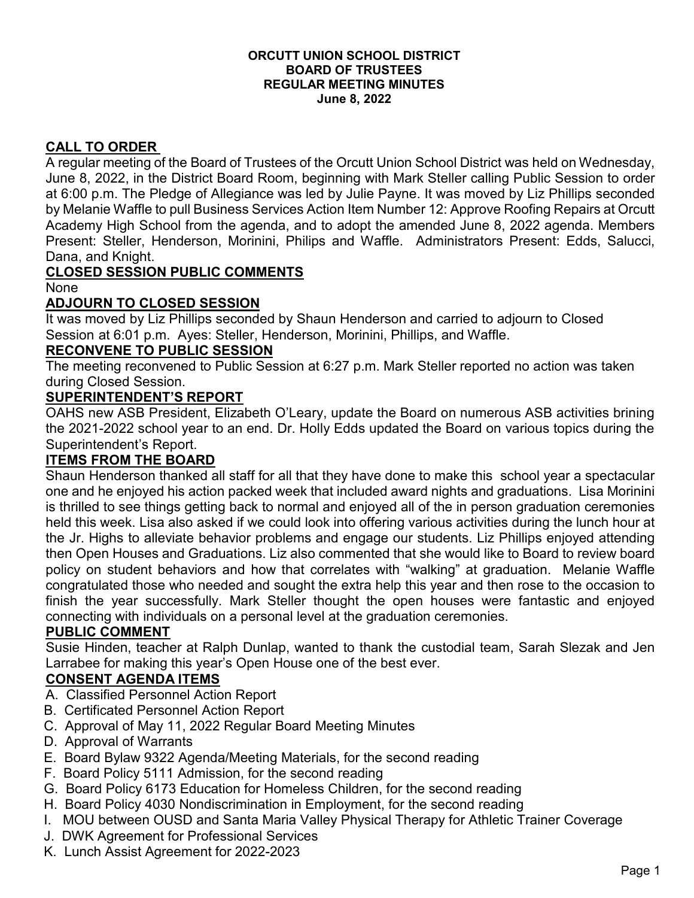**ORCUTT UNION SCHOOL DISTRICT**
**BOARD OF TRUSTEES**
**REGULAR MEETING MINUTES**
**June 8, 2022**

## CALL TO ORDER

A regular meeting of the Board of Trustees of the Orcutt Union School District was held on Wednesday, June 8, 2022, in the District Board Room, beginning with Mark Steller calling Public Session to order at 6:00 p.m. The Pledge of Allegiance was led by Julie Payne. It was moved by Liz Phillips seconded by Melanie Waffle to pull Business Services Action Item Number 12: Approve Roofing Repairs at Orcutt Academy High School from the agenda, and to adopt the amended June 8, 2022 agenda. Members Present: Steller, Henderson, Morinini, Philips and Waffle. Administrators Present: Edds, Salucci, Dana, and Knight.

## CLOSED SESSION PUBLIC COMMENTS

None

## ADJOURN TO CLOSED SESSION

It was moved by Liz Phillips seconded by Shaun Henderson and carried to adjourn to Closed Session at 6:01 p.m. Ayes: Steller, Henderson, Morinini, Phillips, and Waffle.

## RECONVENE TO PUBLIC SESSION

The meeting reconvened to Public Session at 6:27 p.m. Mark Steller reported no action was taken during Closed Session.

## SUPERINTENDENT'S REPORT

OAHS new ASB President, Elizabeth O'Leary, update the Board on numerous ASB activities brining the 2021-2022 school year to an end. Dr. Holly Edds updated the Board on various topics during the Superintendent's Report.

## ITEMS FROM THE BOARD

Shaun Henderson thanked all staff for all that they have done to make this school year a spectacular one and he enjoyed his action packed week that included award nights and graduations. Lisa Morinini is thrilled to see things getting back to normal and enjoyed all of the in person graduation ceremonies held this week. Lisa also asked if we could look into offering various activities during the lunch hour at the Jr. Highs to alleviate behavior problems and engage our students. Liz Phillips enjoyed attending then Open Houses and Graduations. Liz also commented that she would like to Board to review board policy on student behaviors and how that correlates with "walking" at graduation. Melanie Waffle congratulated those who needed and sought the extra help this year and then rose to the occasion to finish the year successfully. Mark Steller thought the open houses were fantastic and enjoyed connecting with individuals on a personal level at the graduation ceremonies.

## PUBLIC COMMENT

Susie Hinden, teacher at Ralph Dunlap, wanted to thank the custodial team, Sarah Slezak and Jen Larrabee for making this year's Open House one of the best ever.

## CONSENT AGENDA ITEMS

A. Classified Personnel Action Report
B. Certificated Personnel Action Report
C. Approval of May 11, 2022 Regular Board Meeting Minutes
D. Approval of Warrants
E. Board Bylaw 9322 Agenda/Meeting Materials, for the second reading
F. Board Policy 5111 Admission, for the second reading
G. Board Policy 6173 Education for Homeless Children, for the second reading
H. Board Policy 4030 Nondiscrimination in Employment, for the second reading
I. MOU between OUSD and Santa Maria Valley Physical Therapy for Athletic Trainer Coverage
J. DWK Agreement for Professional Services
K. Lunch Assist Agreement for 2022-2023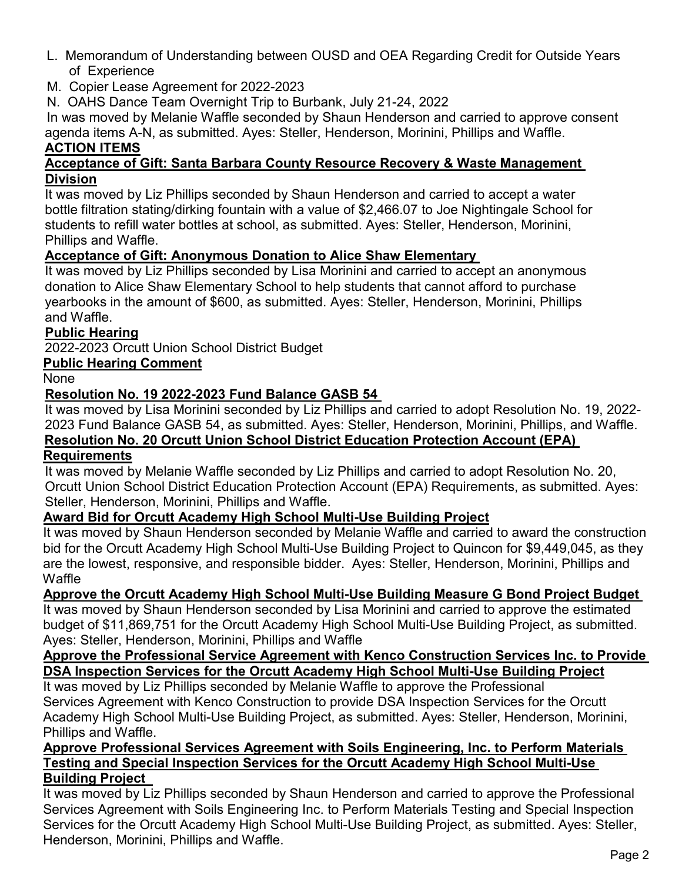L. Memorandum of Understanding between OUSD and OEA Regarding Credit for Outside Years of Experience
M. Copier Lease Agreement for 2022-2023
N. OAHS Dance Team Overnight Trip to Burbank, July 21-24, 2022

In was moved by Melanie Waffle seconded by Shaun Henderson and carried to approve consent agenda items A-N, as submitted. Ayes: Steller, Henderson, Morinini, Phillips and Waffle.

**ACTION ITEMS**

**Acceptance of Gift: Santa Barbara County Resource Recovery & Waste Management Division**

It was moved by Liz Phillips seconded by Shaun Henderson and carried to accept a water bottle filtration stating/dirking fountain with a value of $2,466.07 to Joe Nightingale School for students to refill water bottles at school, as submitted. Ayes: Steller, Henderson, Morinini, Phillips and Waffle.

**Acceptance of Gift: Anonymous Donation to Alice Shaw Elementary**

It was moved by Liz Phillips seconded by Lisa Morinini and carried to accept an anonymous donation to Alice Shaw Elementary School to help students that cannot afford to purchase yearbooks in the amount of $600, as submitted. Ayes: Steller, Henderson, Morinini, Phillips and Waffle.

**Public Hearing**

2022-2023 Orcutt Union School District Budget

**Public Hearing Comment**

None

**Resolution No. 19 2022-2023 Fund Balance GASB 54**

It was moved by Lisa Morinini seconded by Liz Phillips and carried to adopt Resolution No. 19, 2022-2023 Fund Balance GASB 54, as submitted. Ayes: Steller, Henderson, Morinini, Phillips, and Waffle.

**Resolution No. 20 Orcutt Union School District Education Protection Account (EPA) Requirements**

It was moved by Melanie Waffle seconded by Liz Phillips and carried to adopt Resolution No. 20, Orcutt Union School District Education Protection Account (EPA) Requirements, as submitted. Ayes: Steller, Henderson, Morinini, Phillips and Waffle.

**Award Bid for Orcutt Academy High School Multi-Use Building Project**

It was moved by Shaun Henderson seconded by Melanie Waffle and carried to award the construction bid for the Orcutt Academy High School Multi-Use Building Project to Quincon for $9,449,045, as they are the lowest, responsive, and responsible bidder. Ayes: Steller, Henderson, Morinini, Phillips and Waffle

**Approve the Orcutt Academy High School Multi-Use Building Measure G Bond Project Budget**

It was moved by Shaun Henderson seconded by Lisa Morinini and carried to approve the estimated budget of $11,869,751 for the Orcutt Academy High School Multi-Use Building Project, as submitted. Ayes: Steller, Henderson, Morinini, Phillips and Waffle

**Approve the Professional Service Agreement with Kenco Construction Services Inc. to Provide DSA Inspection Services for the Orcutt Academy High School Multi-Use Building Project**

It was moved by Liz Phillips seconded by Melanie Waffle to approve the Professional Services Agreement with Kenco Construction to provide DSA Inspection Services for the Orcutt Academy High School Multi-Use Building Project, as submitted. Ayes: Steller, Henderson, Morinini, Phillips and Waffle.

**Approve Professional Services Agreement with Soils Engineering, Inc. to Perform Materials Testing and Special Inspection Services for the Orcutt Academy High School Multi-Use Building Project**

It was moved by Liz Phillips seconded by Shaun Henderson and carried to approve the Professional Services Agreement with Soils Engineering Inc. to Perform Materials Testing and Special Inspection Services for the Orcutt Academy High School Multi-Use Building Project, as submitted. Ayes: Steller, Henderson, Morinini, Phillips and Waffle.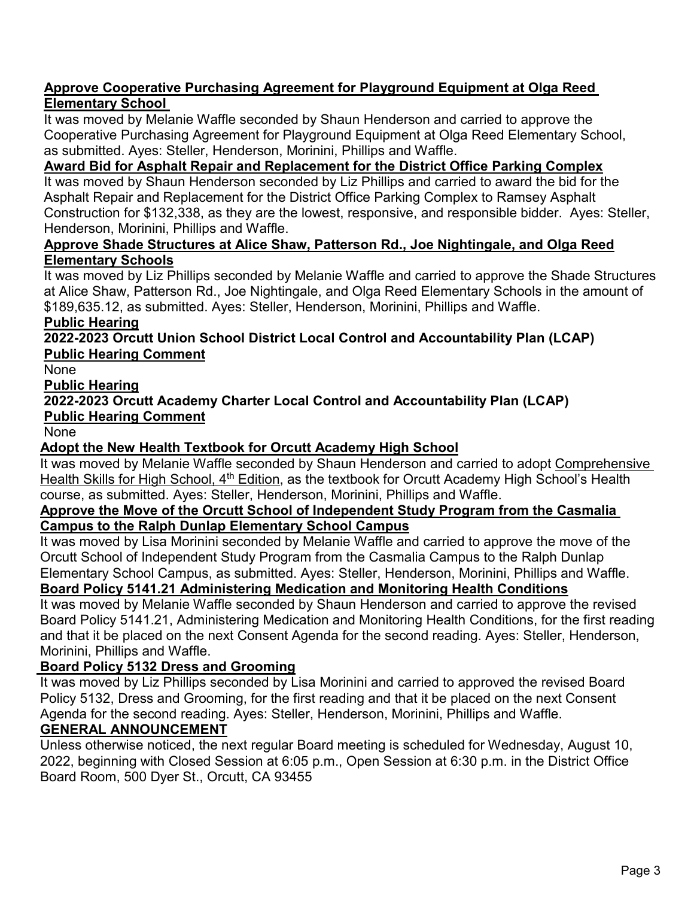**Approve Cooperative Purchasing Agreement for Playground Equipment at Olga Reed Elementary School**

It was moved by Melanie Waffle seconded by Shaun Henderson and carried to approve the Cooperative Purchasing Agreement for Playground Equipment at Olga Reed Elementary School, as submitted. Ayes: Steller, Henderson, Morinini, Phillips and Waffle.

**Award Bid for Asphalt Repair and Replacement for the District Office Parking Complex**

It was moved by Shaun Henderson seconded by Liz Phillips and carried to award the bid for the Asphalt Repair and Replacement for the District Office Parking Complex to Ramsey Asphalt Construction for $132,338, as they are the lowest, responsive, and responsible bidder. Ayes: Steller, Henderson, Morinini, Phillips and Waffle.

**Approve Shade Structures at Alice Shaw, Patterson Rd., Joe Nightingale, and Olga Reed Elementary Schools**

It was moved by Liz Phillips seconded by Melanie Waffle and carried to approve the Shade Structures at Alice Shaw, Patterson Rd., Joe Nightingale, and Olga Reed Elementary Schools in the amount of $189,635.12, as submitted. Ayes: Steller, Henderson, Morinini, Phillips and Waffle.

**Public Hearing**

**2022-2023 Orcutt Union School District Local Control and Accountability Plan (LCAP)**

**Public Hearing Comment**

None

**Public Hearing**

**2022-2023 Orcutt Academy Charter Local Control and Accountability Plan (LCAP)**

**Public Hearing Comment**

None

**Adopt the New Health Textbook for Orcutt Academy High School**

It was moved by Melanie Waffle seconded by Shaun Henderson and carried to adopt Comprehensive Health Skills for High School, 4th Edition, as the textbook for Orcutt Academy High School's Health course, as submitted. Ayes: Steller, Henderson, Morinini, Phillips and Waffle.

**Approve the Move of the Orcutt School of Independent Study Program from the Casmalia Campus to the Ralph Dunlap Elementary School Campus**

It was moved by Lisa Morinini seconded by Melanie Waffle and carried to approve the move of the Orcutt School of Independent Study Program from the Casmalia Campus to the Ralph Dunlap Elementary School Campus, as submitted. Ayes: Steller, Henderson, Morinini, Phillips and Waffle.

**Board Policy 5141.21 Administering Medication and Monitoring Health Conditions**

It was moved by Melanie Waffle seconded by Shaun Henderson and carried to approve the revised Board Policy 5141.21, Administering Medication and Monitoring Health Conditions, for the first reading and that it be placed on the next Consent Agenda for the second reading. Ayes: Steller, Henderson, Morinini, Phillips and Waffle.

**Board Policy 5132 Dress and Grooming**

It was moved by Liz Phillips seconded by Lisa Morinini and carried to approved the revised Board Policy 5132, Dress and Grooming, for the first reading and that it be placed on the next Consent Agenda for the second reading. Ayes: Steller, Henderson, Morinini, Phillips and Waffle.

**GENERAL ANNOUNCEMENT**

Unless otherwise noticed, the next regular Board meeting is scheduled for Wednesday, August 10, 2022, beginning with Closed Session at 6:05 p.m., Open Session at 6:30 p.m. in the District Office Board Room, 500 Dyer St., Orcutt, CA 93455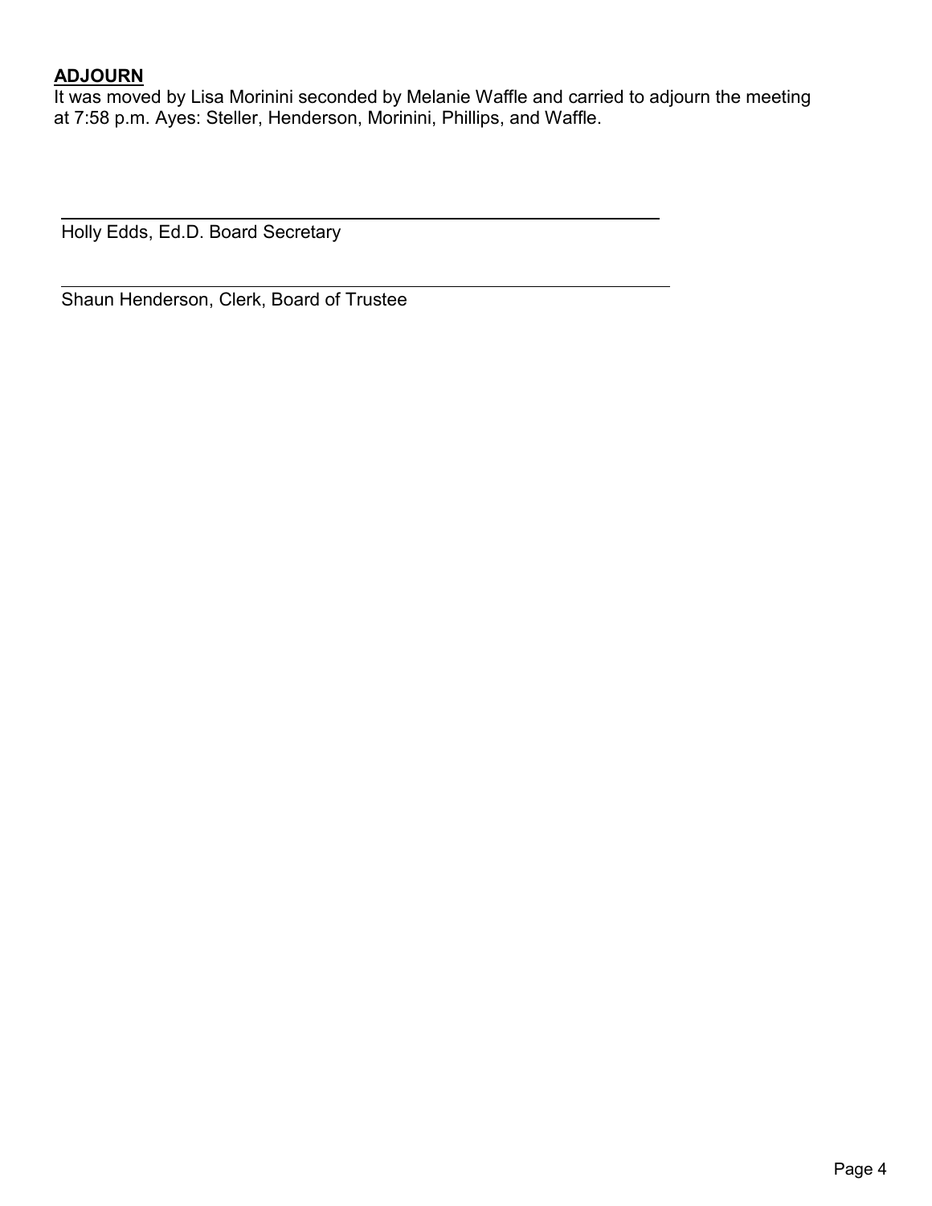**ADJOURN**

It was moved by Lisa Morinini seconded by Melanie Waffle and carried to adjourn the meeting at 7:58 p.m. Ayes: Steller, Henderson, Morinini, Phillips, and Waffle.

\_\_\_\_\_\_\_\_\_\_\_\_\_\_\_\_\_\_\_\_\_\_\_\_\_\_\_\_\_\_\_\_\_\_\_\_\_\_\_\_\_\_\_\_\_\_\_\_\_\_

Holly Edds, Ed.D. Board Secretary

\_\_\_\_\_\_\_\_\_\_\_\_\_\_\_\_\_\_\_\_\_\_\_\_\_\_\_\_\_\_\_\_\_\_\_\_\_\_\_\_\_\_\_\_\_\_\_\_\_\_

Shaun Henderson, Clerk, Board of Trustee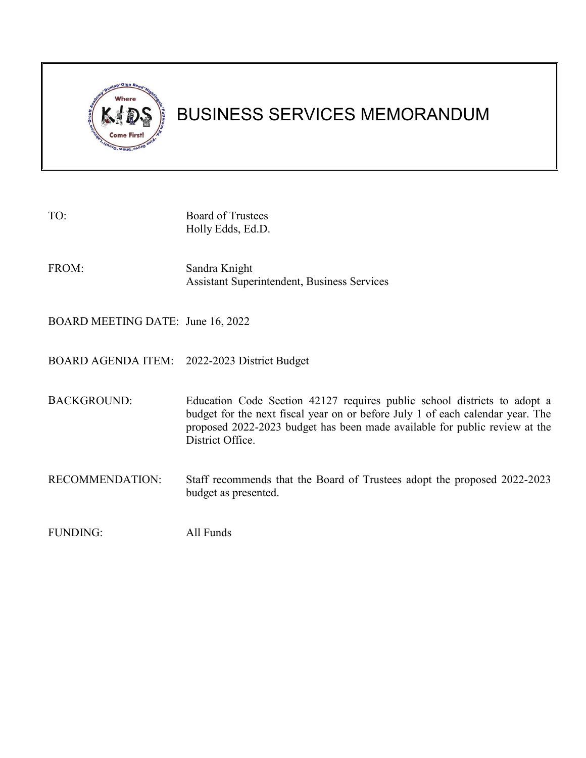# BUSINESS SERVICES MEMORANDUM

| | |
|---|---|
| TO: | Board of Trustees<br>Holly Edds, Ed.D. |
| FROM: | Sandra Knight<br>Assistant Superintendent, Business Services |
| BOARD MEETING DATE: | June 16, 2022 |
| BOARD AGENDA ITEM: | 2022-2023 District Budget |
| BACKGROUND: | Education Code Section 42127 requires public school districts to adopt a budget for the next fiscal year on or before July 1 of each calendar year. The proposed 2022-2023 budget has been made available for public review at the District Office. |
| RECOMMENDATION: | Staff recommends that the Board of Trustees adopt the proposed 2022-2023 budget as presented. |
| FUNDING: | All Funds |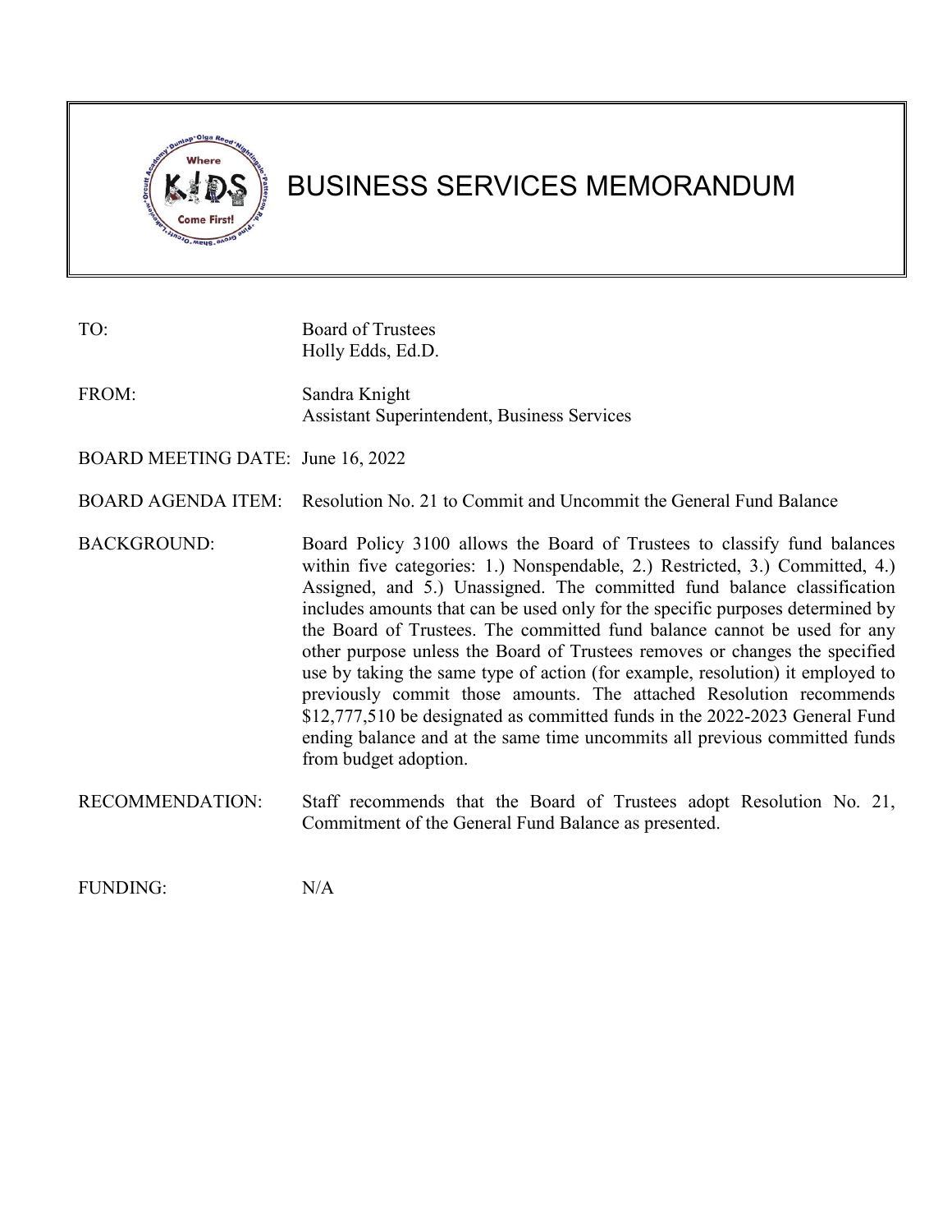# BUSINESS SERVICES MEMORANDUM

| | |
|---|---|
| TO: | Board of Trustees<br>Holly Edds, Ed.D. |
| FROM: | Sandra Knight<br>Assistant Superintendent, Business Services |
| BOARD MEETING DATE: | June 16, 2022 |
| BOARD AGENDA ITEM: | Resolution No. 21 to Commit and Uncommit the General Fund Balance |
| BACKGROUND: | Board Policy 3100 allows the Board of Trustees to classify fund balances within five categories: 1.) Nonspendable, 2.) Restricted, 3.) Committed, 4.) Assigned, and 5.) Unassigned. The committed fund balance classification includes amounts that can be used only for the specific purposes determined by the Board of Trustees. The committed fund balance cannot be used for any other purpose unless the Board of Trustees removes or changes the specified use by taking the same type of action (for example, resolution) it employed to previously commit those amounts. The attached Resolution recommends $12,777,510 be designated as committed funds in the 2022-2023 General Fund ending balance and at the same time uncommits all previous committed funds from budget adoption. |
| RECOMMENDATION: | Staff recommends that the Board of Trustees adopt Resolution No. 21, Commitment of the General Fund Balance as presented. |
| FUNDING: | N/A |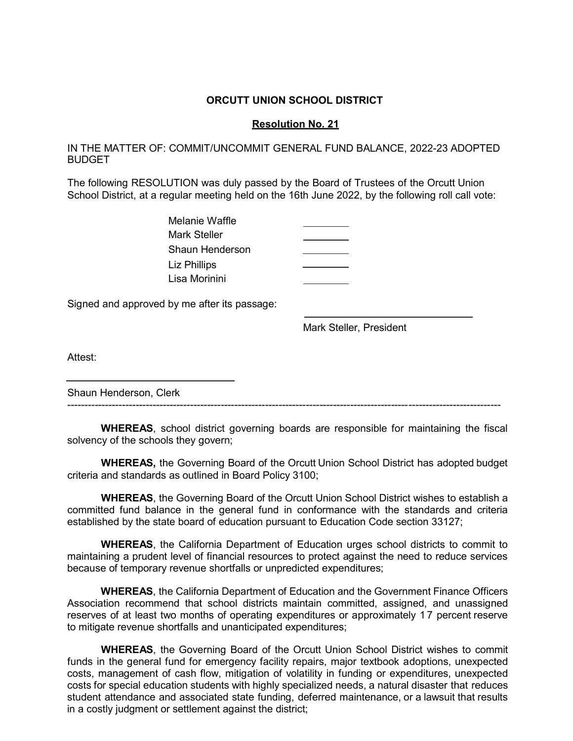**ORCUTT UNION SCHOOL DISTRICT**

**Resolution No. 21**

IN THE MATTER OF: COMMIT/UNCOMMIT GENERAL FUND BALANCE, 2022-23 ADOPTED BUDGET

The following RESOLUTION was duly passed by the Board of Trustees of the Orcutt Union School District, at a regular meeting held on the 16th June 2022, by the following roll call vote:

| | |
|---|---|
| Melanie Waffle | ________ |
| Mark Steller | ________ |
| Shaun Henderson | ________ |
| Liz Phillips | ________ |
| Lisa Morinini | ________ |

Signed and approved by me after its passage:

______________________________
Mark Steller, President

Attest:

______________________________
Shaun Henderson, Clerk

---

**WHEREAS**, school district governing boards are responsible for maintaining the fiscal solvency of the schools they govern;

**WHEREAS,** the Governing Board of the Orcutt Union School District has adopted budget criteria and standards as outlined in Board Policy 3100;

**WHEREAS**, the Governing Board of the Orcutt Union School District wishes to establish a committed fund balance in the general fund in conformance with the standards and criteria established by the state board of education pursuant to Education Code section 33127;

**WHEREAS**, the California Department of Education urges school districts to commit to maintaining a prudent level of financial resources to protect against the need to reduce services because of temporary revenue shortfalls or unpredicted expenditures;

**WHEREAS**, the California Department of Education and the Government Finance Officers Association recommend that school districts maintain committed, assigned, and unassigned reserves of at least two months of operating expenditures or approximately 17 percent reserve to mitigate revenue shortfalls and unanticipated expenditures;

**WHEREAS**, the Governing Board of the Orcutt Union School District wishes to commit funds in the general fund for emergency facility repairs, major textbook adoptions, unexpected costs, management of cash flow, mitigation of volatility in funding or expenditures, unexpected costs for special education students with highly specialized needs, a natural disaster that reduces student attendance and associated state funding, deferred maintenance, or a lawsuit that results in a costly judgment or settlement against the district;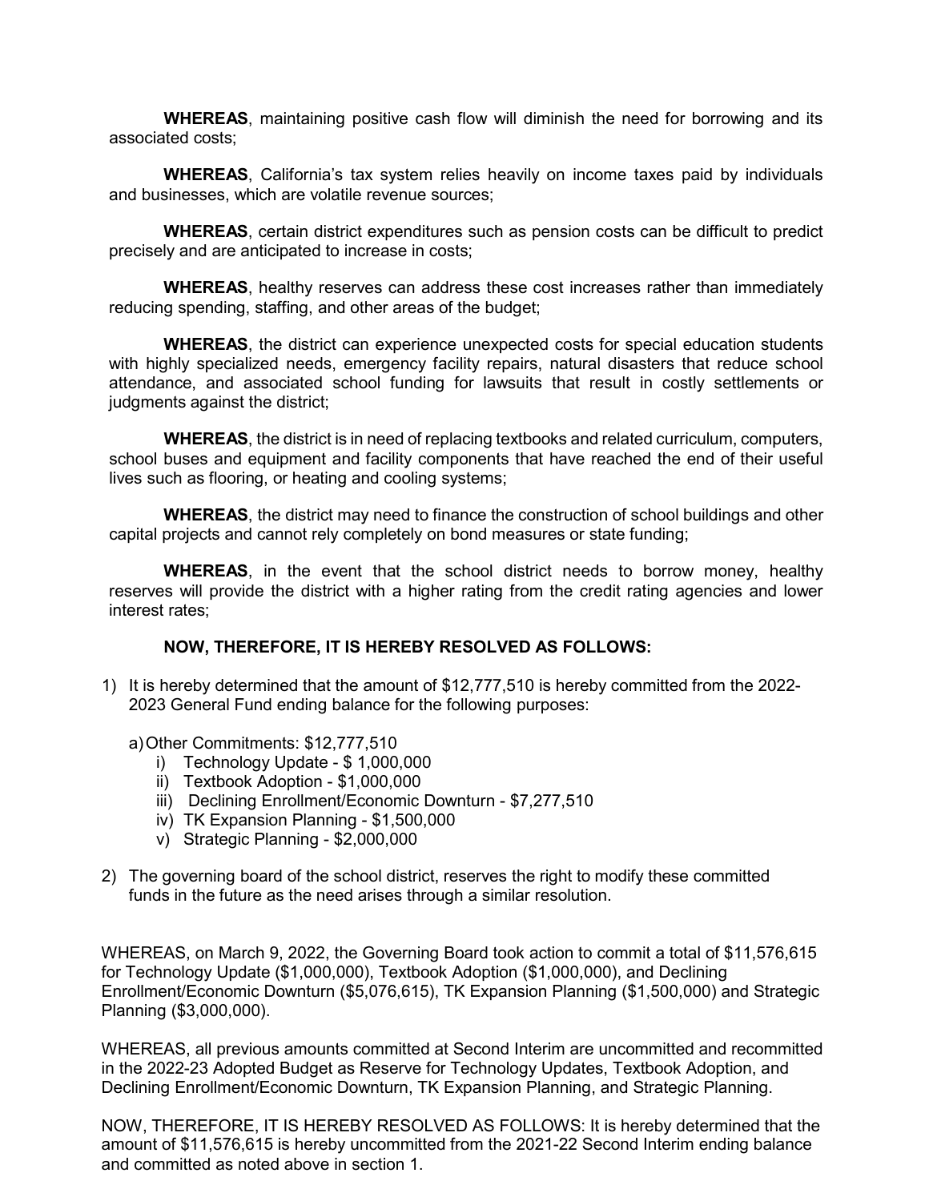**WHEREAS**, maintaining positive cash flow will diminish the need for borrowing and its associated costs;

**WHEREAS**, California's tax system relies heavily on income taxes paid by individuals and businesses, which are volatile revenue sources;

**WHEREAS**, certain district expenditures such as pension costs can be difficult to predict precisely and are anticipated to increase in costs;

**WHEREAS**, healthy reserves can address these cost increases rather than immediately reducing spending, staffing, and other areas of the budget;

**WHEREAS**, the district can experience unexpected costs for special education students with highly specialized needs, emergency facility repairs, natural disasters that reduce school attendance, and associated school funding for lawsuits that result in costly settlements or judgments against the district;

**WHEREAS**, the district is in need of replacing textbooks and related curriculum, computers, school buses and equipment and facility components that have reached the end of their useful lives such as flooring, or heating and cooling systems;

**WHEREAS**, the district may need to finance the construction of school buildings and other capital projects and cannot rely completely on bond measures or state funding;

**WHEREAS**, in the event that the school district needs to borrow money, healthy reserves will provide the district with a higher rating from the credit rating agencies and lower interest rates;

**NOW, THEREFORE, IT IS HEREBY RESOLVED AS FOLLOWS:**

1) It is hereby determined that the amount of $12,777,510 is hereby committed from the 2022-2023 General Fund ending balance for the following purposes:

   a) Other Commitments: $12,777,510
      i) Technology Update - $ 1,000,000
      ii) Textbook Adoption - $1,000,000
      iii) Declining Enrollment/Economic Downturn - $7,277,510
      iv) TK Expansion Planning - $1,500,000
      v) Strategic Planning - $2,000,000

2) The governing board of the school district, reserves the right to modify these committed funds in the future as the need arises through a similar resolution.

WHEREAS, on March 9, 2022, the Governing Board took action to commit a total of $11,576,615 for Technology Update ($1,000,000), Textbook Adoption ($1,000,000), and Declining Enrollment/Economic Downturn ($5,076,615), TK Expansion Planning ($1,500,000) and Strategic Planning ($3,000,000).

WHEREAS, all previous amounts committed at Second Interim are uncommitted and recommitted in the 2022-23 Adopted Budget as Reserve for Technology Updates, Textbook Adoption, and Declining Enrollment/Economic Downturn, TK Expansion Planning, and Strategic Planning.

NOW, THEREFORE, IT IS HEREBY RESOLVED AS FOLLOWS: It is hereby determined that the amount of $11,576,615 is hereby uncommitted from the 2021-22 Second Interim ending balance and committed as noted above in section 1.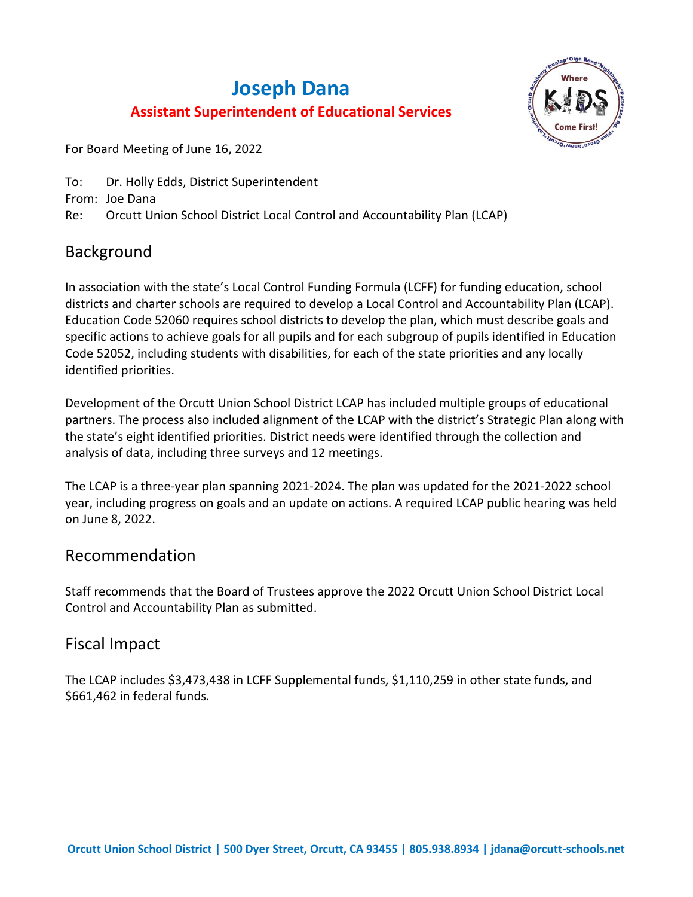# Joseph Dana

**Assistant Superintendent of Educational Services**

For Board Meeting of June 16, 2022

To: Dr. Holly Edds, District Superintendent
From: Joe Dana
Re: Orcutt Union School District Local Control and Accountability Plan (LCAP)

## Background

In association with the state's Local Control Funding Formula (LCFF) for funding education, school districts and charter schools are required to develop a Local Control and Accountability Plan (LCAP). Education Code 52060 requires school districts to develop the plan, which must describe goals and specific actions to achieve goals for all pupils and for each subgroup of pupils identified in Education Code 52052, including students with disabilities, for each of the state priorities and any locally identified priorities.

Development of the Orcutt Union School District LCAP has included multiple groups of educational partners. The process also included alignment of the LCAP with the district's Strategic Plan along with the state's eight identified priorities. District needs were identified through the collection and analysis of data, including three surveys and 12 meetings.

The LCAP is a three-year plan spanning 2021-2024. The plan was updated for the 2021-2022 school year, including progress on goals and an update on actions. A required LCAP public hearing was held on June 8, 2022.

## Recommendation

Staff recommends that the Board of Trustees approve the 2022 Orcutt Union School District Local Control and Accountability Plan as submitted.

## Fiscal Impact

The LCAP includes $3,473,438 in LCFF Supplemental funds, $1,110,259 in other state funds, and $661,462 in federal funds.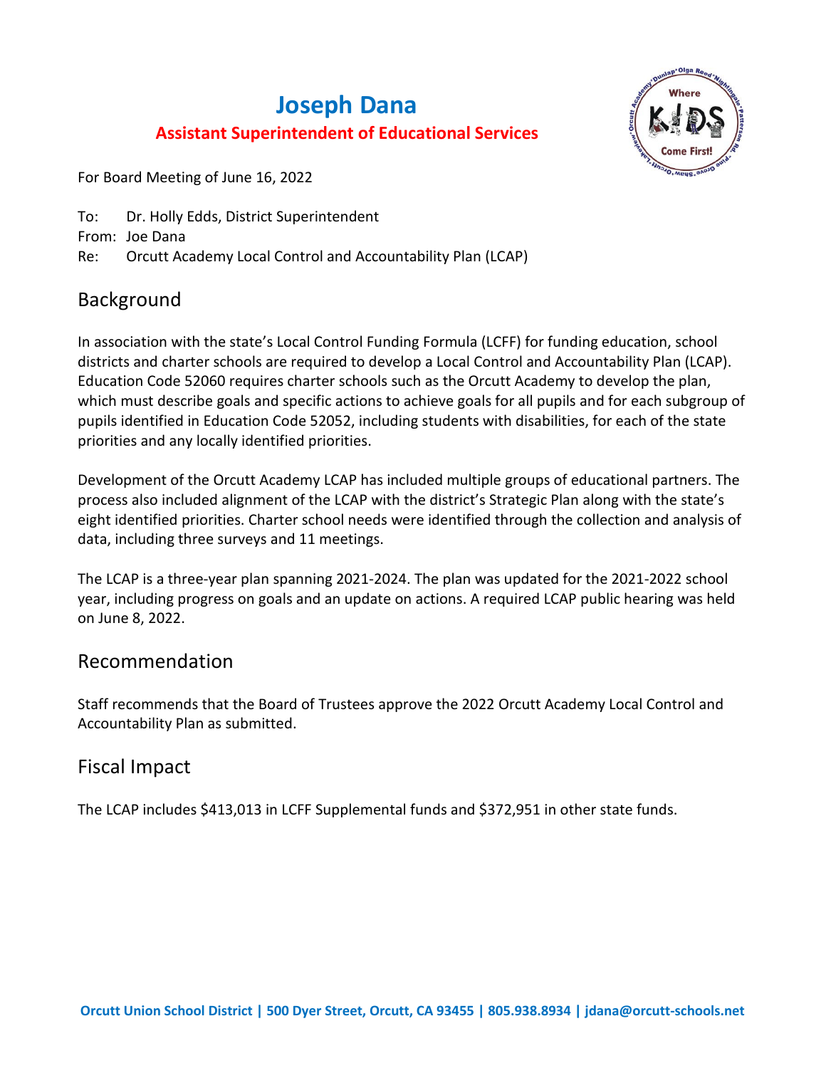# Joseph Dana

**Assistant Superintendent of Educational Services**

For Board Meeting of June 16, 2022

To: Dr. Holly Edds, District Superintendent
From: Joe Dana
Re: Orcutt Academy Local Control and Accountability Plan (LCAP)

## Background

In association with the state's Local Control Funding Formula (LCFF) for funding education, school districts and charter schools are required to develop a Local Control and Accountability Plan (LCAP). Education Code 52060 requires charter schools such as the Orcutt Academy to develop the plan, which must describe goals and specific actions to achieve goals for all pupils and for each subgroup of pupils identified in Education Code 52052, including students with disabilities, for each of the state priorities and any locally identified priorities.

Development of the Orcutt Academy LCAP has included multiple groups of educational partners. The process also included alignment of the LCAP with the district's Strategic Plan along with the state's eight identified priorities. Charter school needs were identified through the collection and analysis of data, including three surveys and 11 meetings.

The LCAP is a three-year plan spanning 2021-2024. The plan was updated for the 2021-2022 school year, including progress on goals and an update on actions. A required LCAP public hearing was held on June 8, 2022.

## Recommendation

Staff recommends that the Board of Trustees approve the 2022 Orcutt Academy Local Control and Accountability Plan as submitted.

## Fiscal Impact

The LCAP includes $413,013 in LCFF Supplemental funds and $372,951 in other state funds.

**Orcutt Union School District | 500 Dyer Street, Orcutt, CA 93455 | 805.938.8934 | jdana@orcutt-schools.net**